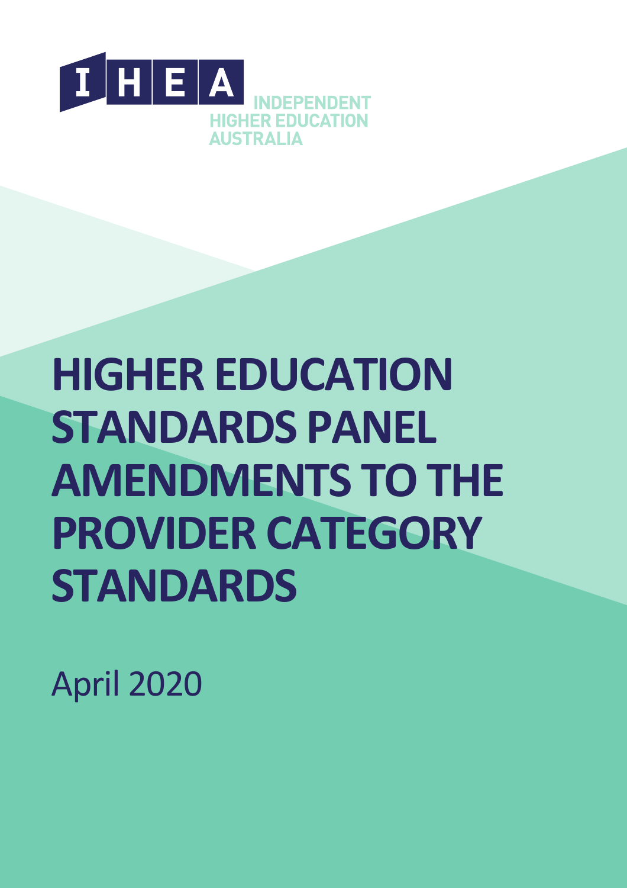IHEA

INDEPENDENT HIGHER EDUCATION AUSTRALIA

# HIGHER EDUCATION STANDARDS PANEL AMENDMENTS TO THE PROVIDER CATEGORY STANDARDS

April 2020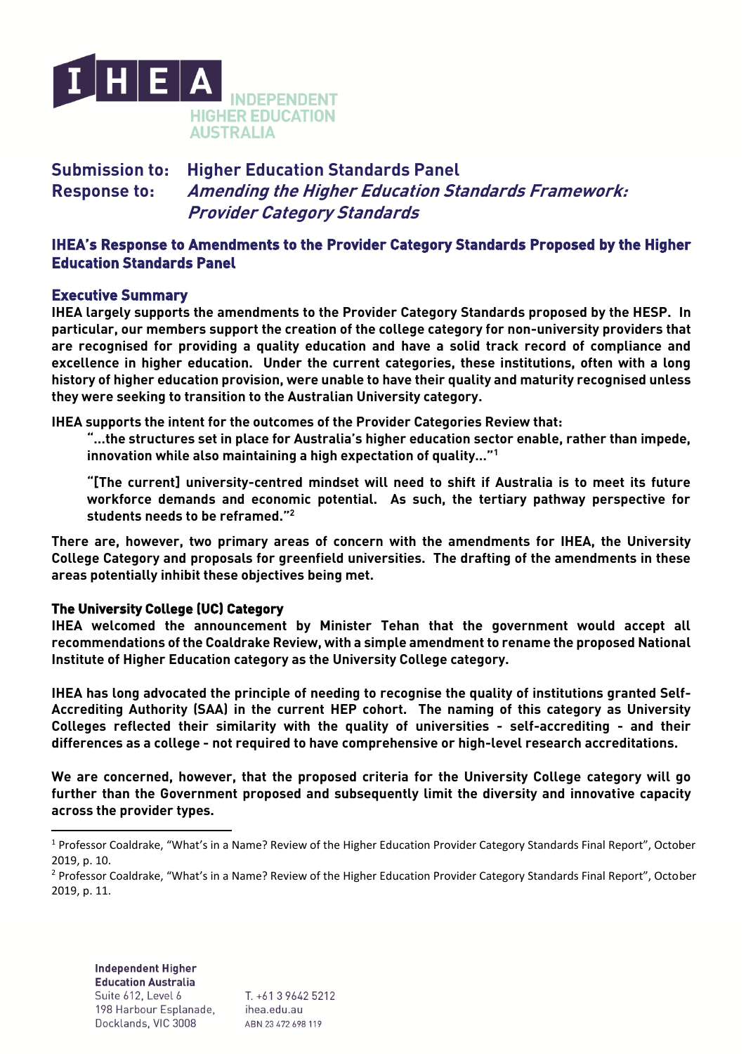# IHEA Independent Higher Education Australia

**Submission to:** Higher Education Standards Panel
**Response to:** *Amending the Higher Education Standards Framework: Provider Category Standards*

## IHEA's Response to Amendments to the Provider Category Standards Proposed by the Higher Education Standards Panel

### Executive Summary

**IHEA largely supports the amendments to the Provider Category Standards proposed by the HESP. In particular, our members support the creation of the college category for non-university providers that are recognised for providing a quality education and have a solid track record of compliance and excellence in higher education. Under the current categories, these institutions, often with a long history of higher education provision, were unable to have their quality and maturity recognised unless they were seeking to transition to the Australian University category.**

**IHEA supports the intent for the outcomes of the Provider Categories Review that:**

> **"…the structures set in place for Australia's higher education sector enable, rather than impede, innovation while also maintaining a high expectation of quality…"[1]**
>
> **"[The current] university-centred mindset will need to shift if Australia is to meet its future workforce demands and economic potential. As such, the tertiary pathway perspective for students needs to be reframed."[2]**

**There are, however, two primary areas of concern with the amendments for IHEA, the University College Category and proposals for greenfield universities. The drafting of the amendments in these areas potentially inhibit these objectives being met.**

### The University College (UC) Category

**IHEA welcomed the announcement by Minister Tehan that the government would accept all recommendations of the Coaldrake Review, with a simple amendment to rename the proposed National Institute of Higher Education category as the University College category.**

**IHEA has long advocated the principle of needing to recognise the quality of institutions granted Self-Accrediting Authority (SAA) in the current HEP cohort. The naming of this category as University Colleges reflected their similarity with the quality of universities - self-accrediting - and their differences as a college - not required to have comprehensive or high-level research accreditations.**

**We are concerned, however, that the proposed criteria for the University College category will go further than the Government proposed and subsequently limit the diversity and innovative capacity across the provider types.**

---

[1] Professor Coaldrake, "What's in a Name? Review of the Higher Education Provider Category Standards Final Report", October 2019, p. 10.

[2] Professor Coaldrake, "What's in a Name? Review of the Higher Education Provider Category Standards Final Report", October 2019, p. 11.

Independent Higher Education Australia
Suite 612, Level 6
198 Harbour Esplanade,
Docklands, VIC 3008

T. +61 3 9642 5212
ihea.edu.au
ABN 23 472 698 119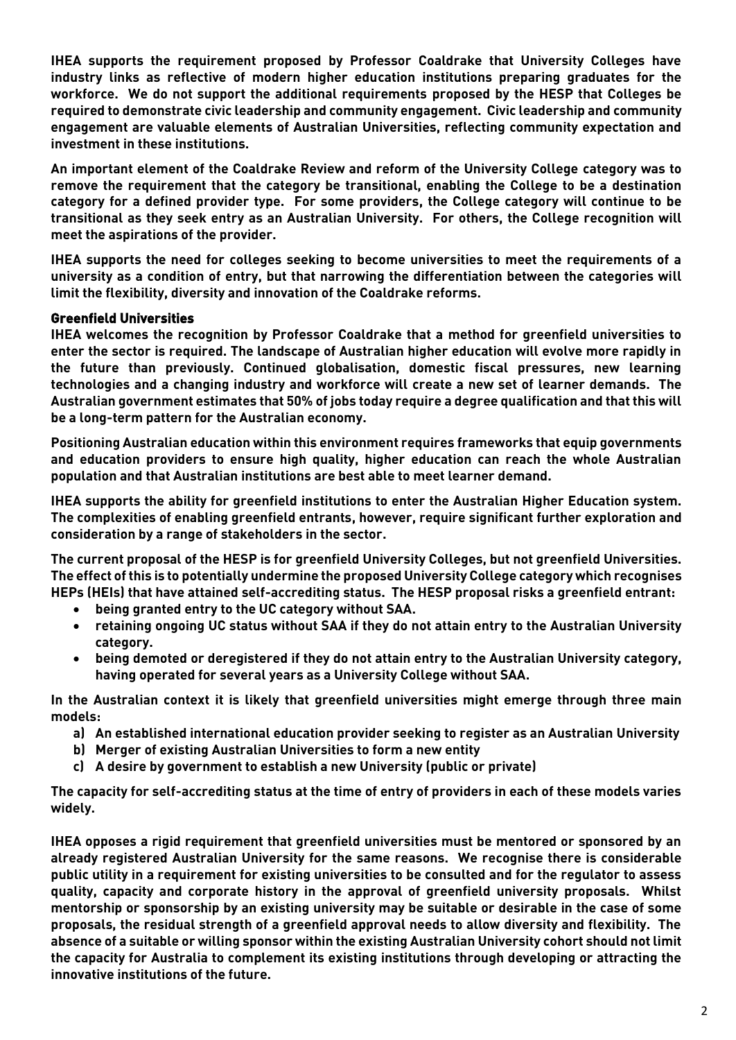**IHEA supports the requirement proposed by Professor Coaldrake that University Colleges have industry links as reflective of modern higher education institutions preparing graduates for the workforce. We do not support the additional requirements proposed by the HESP that Colleges be required to demonstrate civic leadership and community engagement. Civic leadership and community engagement are valuable elements of Australian Universities, reflecting community expectation and investment in these institutions.**

**An important element of the Coaldrake Review and reform of the University College category was to remove the requirement that the category be transitional, enabling the College to be a destination category for a defined provider type. For some providers, the College category will continue to be transitional as they seek entry as an Australian University. For others, the College recognition will meet the aspirations of the provider.**

**IHEA supports the need for colleges seeking to become universities to meet the requirements of a university as a condition of entry, but that narrowing the differentiation between the categories will limit the flexibility, diversity and innovation of the Coaldrake reforms.**

### Greenfield Universities

**IHEA welcomes the recognition by Professor Coaldrake that a method for greenfield universities to enter the sector is required. The landscape of Australian higher education will evolve more rapidly in the future than previously. Continued globalisation, domestic fiscal pressures, new learning technologies and a changing industry and workforce will create a new set of learner demands. The Australian government estimates that 50% of jobs today require a degree qualification and that this will be a long-term pattern for the Australian economy.**

**Positioning Australian education within this environment requires frameworks that equip governments and education providers to ensure high quality, higher education can reach the whole Australian population and that Australian institutions are best able to meet learner demand.**

**IHEA supports the ability for greenfield institutions to enter the Australian Higher Education system. The complexities of enabling greenfield entrants, however, require significant further exploration and consideration by a range of stakeholders in the sector.**

**The current proposal of the HESP is for greenfield University Colleges, but not greenfield Universities. The effect of this is to potentially undermine the proposed University College category which recognises HEPs (HEIs) that have attained self-accrediting status. The HESP proposal risks a greenfield entrant:**

- **being granted entry to the UC category without SAA.**
- **retaining ongoing UC status without SAA if they do not attain entry to the Australian University category.**
- **being demoted or deregistered if they do not attain entry to the Australian University category, having operated for several years as a University College without SAA.**

**In the Australian context it is likely that greenfield universities might emerge through three main models:**

a) **An established international education provider seeking to register as an Australian University**
b) **Merger of existing Australian Universities to form a new entity**
c) **A desire by government to establish a new University (public or private)**

**The capacity for self-accrediting status at the time of entry of providers in each of these models varies widely.**

**IHEA opposes a rigid requirement that greenfield universities must be mentored or sponsored by an already registered Australian University for the same reasons. We recognise there is considerable public utility in a requirement for existing universities to be consulted and for the regulator to assess quality, capacity and corporate history in the approval of greenfield university proposals. Whilst mentorship or sponsorship by an existing university may be suitable or desirable in the case of some proposals, the residual strength of a greenfield approval needs to allow diversity and flexibility. The absence of a suitable or willing sponsor within the existing Australian University cohort should not limit the capacity for Australia to complement its existing institutions through developing or attracting the innovative institutions of the future.**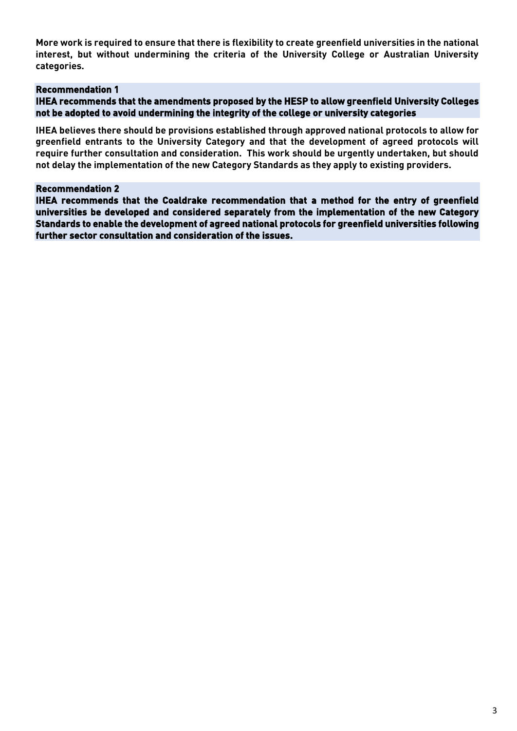**More work is required to ensure that there is flexibility to create greenfield universities in the national interest, but without undermining the criteria of the University College or Australian University categories.**

**Recommendation 1**
**IHEA recommends that the amendments proposed by the HESP to allow greenfield University Colleges not be adopted to avoid undermining the integrity of the college or university categories**

**IHEA believes there should be provisions established through approved national protocols to allow for greenfield entrants to the University Category and that the development of agreed protocols will require further consultation and consideration. This work should be urgently undertaken, but should not delay the implementation of the new Category Standards as they apply to existing providers.**

**Recommendation 2**
**IHEA recommends that the Coaldrake recommendation that a method for the entry of greenfield universities be developed and considered separately from the implementation of the new Category Standards to enable the development of agreed national protocols for greenfield universities following further sector consultation and consideration of the issues.**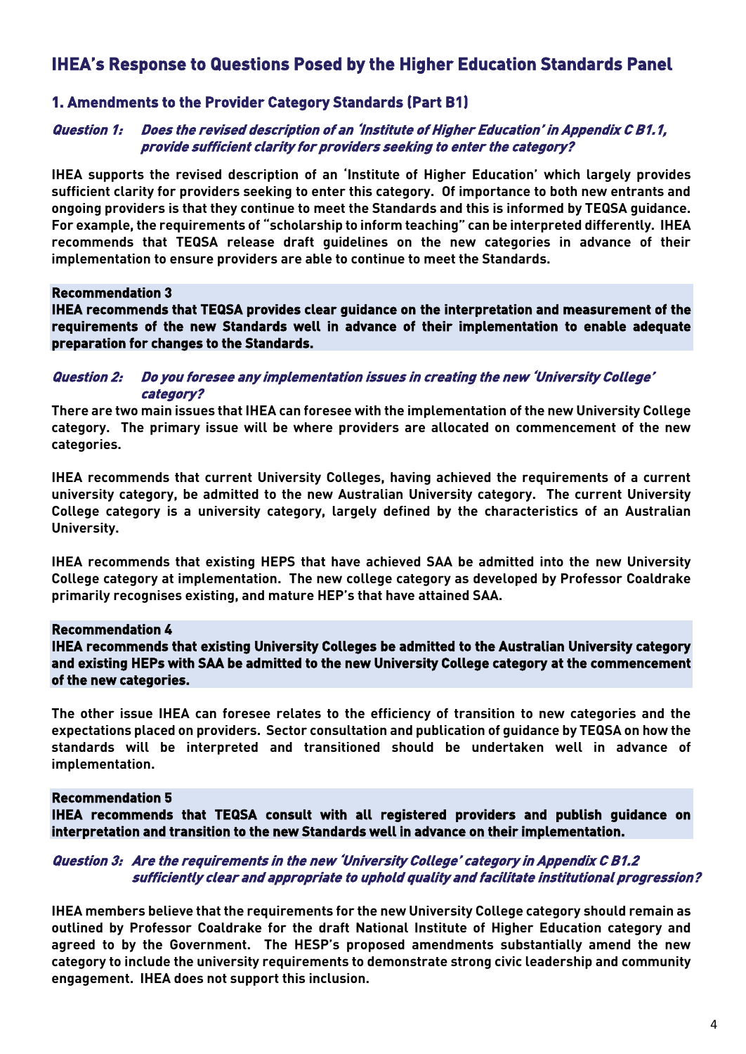## IHEA's Response to Questions Posed by the Higher Education Standards Panel

### 1. Amendments to the Provider Category Standards (Part B1)

***Question 1: Does the revised description of an 'Institute of Higher Education' in Appendix C B1.1, provide sufficient clarity for providers seeking to enter the category?***

**IHEA supports the revised description of an 'Institute of Higher Education' which largely provides sufficient clarity for providers seeking to enter this category. Of importance to both new entrants and ongoing providers is that they continue to meet the Standards and this is informed by TEQSA guidance. For example, the requirements of "scholarship to inform teaching" can be interpreted differently. IHEA recommends that TEQSA release draft guidelines on the new categories in advance of their implementation to ensure providers are able to continue to meet the Standards.**

> **Recommendation 3**
> **IHEA recommends that TEQSA provides clear guidance on the interpretation and measurement of the requirements of the new Standards well in advance of their implementation to enable adequate preparation for changes to the Standards.**

***Question 2: Do you foresee any implementation issues in creating the new 'University College' category?***

**There are two main issues that IHEA can foresee with the implementation of the new University College category. The primary issue will be where providers are allocated on commencement of the new categories.**

**IHEA recommends that current University Colleges, having achieved the requirements of a current university category, be admitted to the new Australian University category. The current University College category is a university category, largely defined by the characteristics of an Australian University.**

**IHEA recommends that existing HEPS that have achieved SAA be admitted into the new University College category at implementation. The new college category as developed by Professor Coaldrake primarily recognises existing, and mature HEP's that have attained SAA.**

> **Recommendation 4**
> **IHEA recommends that existing University Colleges be admitted to the Australian University category and existing HEPs with SAA be admitted to the new University College category at the commencement of the new categories.**

**The other issue IHEA can foresee relates to the efficiency of transition to new categories and the expectations placed on providers. Sector consultation and publication of guidance by TEQSA on how the standards will be interpreted and transitioned should be undertaken well in advance of implementation.**

> **Recommendation 5**
> **IHEA recommends that TEQSA consult with all registered providers and publish guidance on interpretation and transition to the new Standards well in advance on their implementation.**

***Question 3: Are the requirements in the new 'University College' category in Appendix C B1.2 sufficiently clear and appropriate to uphold quality and facilitate institutional progression?***

**IHEA members believe that the requirements for the new University College category should remain as outlined by Professor Coaldrake for the draft National Institute of Higher Education category and agreed to by the Government. The HESP's proposed amendments substantially amend the new category to include the university requirements to demonstrate strong civic leadership and community engagement. IHEA does not support this inclusion.**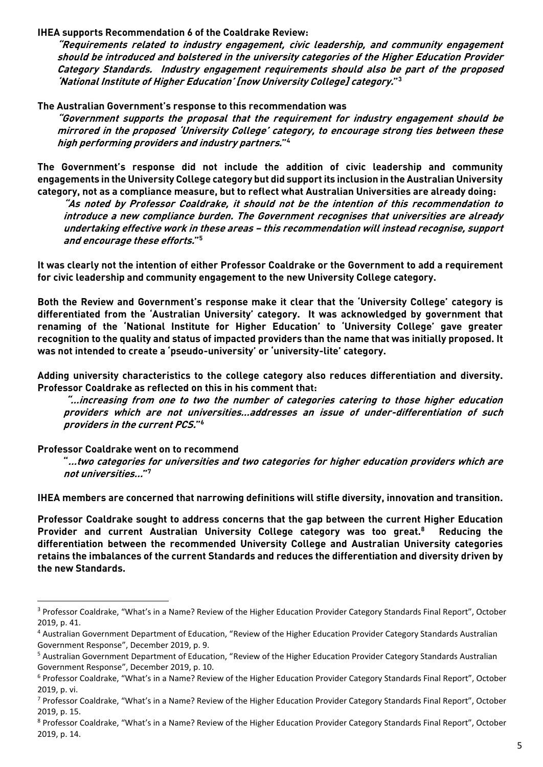**IHEA supports Recommendation 6 of the Coaldrake Review:**

> ***"Requirements related to industry engagement, civic leadership, and community engagement should be introduced and bolstered in the university categories of the Higher Education Provider Category Standards. Industry engagement requirements should also be part of the proposed 'National Institute of Higher Education' [now University College] category."***[3]

**The Australian Government's response to this recommendation was**

> ***"Government supports the proposal that the requirement for industry engagement should be mirrored in the proposed 'University College' category, to encourage strong ties between these high performing providers and industry partners."***[4]

**The Government's response did not include the addition of civic leadership and community engagements in the University College category but did support its inclusion in the Australian University category, not as a compliance measure, but to reflect what Australian Universities are already doing:**

> ***"As noted by Professor Coaldrake, it should not be the intention of this recommendation to introduce a new compliance burden. The Government recognises that universities are already undertaking effective work in these areas – this recommendation will instead recognise, support and encourage these efforts."***[5]

**It was clearly not the intention of either Professor Coaldrake or the Government to add a requirement for civic leadership and community engagement to the new University College category.**

**Both the Review and Government's response make it clear that the 'University College' category is differentiated from the 'Australian University' category. It was acknowledged by government that renaming of the 'National Institute for Higher Education' to 'University College' gave greater recognition to the quality and status of impacted providers than the name that was initially proposed. It was not intended to create a 'pseudo-university' or 'university-lite' category.**

**Adding university characteristics to the college category also reduces differentiation and diversity. Professor Coaldrake as reflected on this in his comment that:**

> ***"...increasing from one to two the number of categories catering to those higher education providers which are not universities...addresses an issue of under-differentiation of such providers in the current PCS."***[6]

**Professor Coaldrake went on to recommend**

> ***"...two categories for universities and two categories for higher education providers which are not universities..."***[7]

**IHEA members are concerned that narrowing definitions will stifle diversity, innovation and transition.**

**Professor Coaldrake sought to address concerns that the gap between the current Higher Education Provider and current Australian University College category was too great.[8] Reducing the differentiation between the recommended University College and Australian University categories retains the imbalances of the current Standards and reduces the differentiation and diversity driven by the new Standards.**

---

[3] Professor Coaldrake, "What's in a Name? Review of the Higher Education Provider Category Standards Final Report", October 2019, p. 41.

[4] Australian Government Department of Education, "Review of the Higher Education Provider Category Standards Australian Government Response", December 2019, p. 9.

[5] Australian Government Department of Education, "Review of the Higher Education Provider Category Standards Australian Government Response", December 2019, p. 10.

[6] Professor Coaldrake, "What's in a Name? Review of the Higher Education Provider Category Standards Final Report", October 2019, p. vi.

[7] Professor Coaldrake, "What's in a Name? Review of the Higher Education Provider Category Standards Final Report", October 2019, p. 15.

[8] Professor Coaldrake, "What's in a Name? Review of the Higher Education Provider Category Standards Final Report", October 2019, p. 14.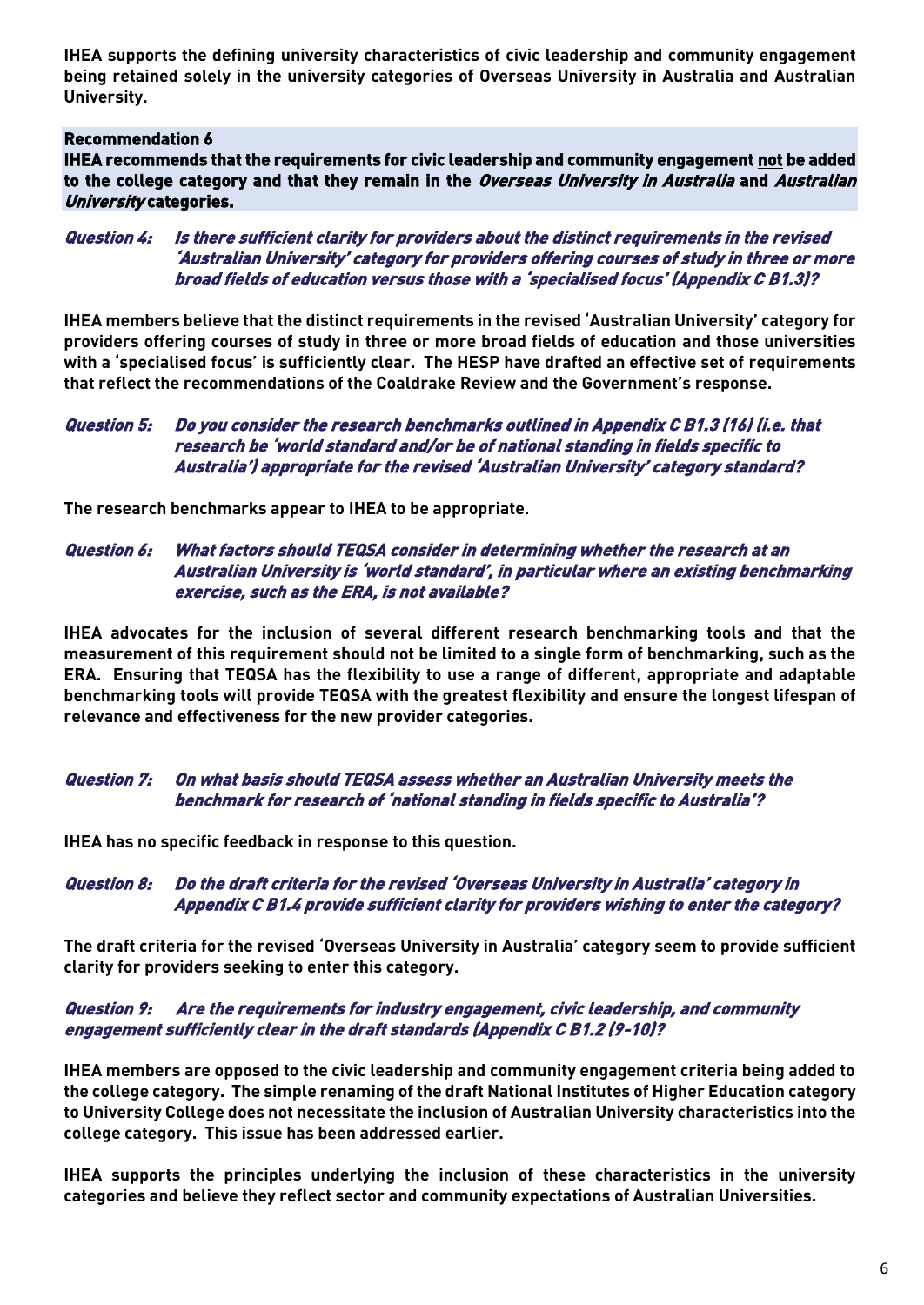**IHEA supports the defining university characteristics of civic leadership and community engagement being retained solely in the university categories of Overseas University in Australia and Australian University.**

**Recommendation 6**
**IHEA recommends that the requirements for civic leadership and community engagement not be added to the college category and that they remain in the *Overseas University in Australia* and *Australian University* categories.**

***Question 4: Is there sufficient clarity for providers about the distinct requirements in the revised 'Australian University' category for providers offering courses of study in three or more broad fields of education versus those with a 'specialised focus' (Appendix C B1.3)?***

**IHEA members believe that the distinct requirements in the revised 'Australian University' category for providers offering courses of study in three or more broad fields of education and those universities with a 'specialised focus' is sufficiently clear. The HESP have drafted an effective set of requirements that reflect the recommendations of the Coaldrake Review and the Government's response.**

***Question 5: Do you consider the research benchmarks outlined in Appendix C B1.3 (16) (i.e. that research be 'world standard and/or be of national standing in fields specific to Australia') appropriate for the revised 'Australian University' category standard?***

**The research benchmarks appear to IHEA to be appropriate.**

***Question 6: What factors should TEQSA consider in determining whether the research at an Australian University is 'world standard', in particular where an existing benchmarking exercise, such as the ERA, is not available?***

**IHEA advocates for the inclusion of several different research benchmarking tools and that the measurement of this requirement should not be limited to a single form of benchmarking, such as the ERA. Ensuring that TEQSA has the flexibility to use a range of different, appropriate and adaptable benchmarking tools will provide TEQSA with the greatest flexibility and ensure the longest lifespan of relevance and effectiveness for the new provider categories.**

***Question 7: On what basis should TEQSA assess whether an Australian University meets the benchmark for research of 'national standing in fields specific to Australia'?***

**IHEA has no specific feedback in response to this question.**

***Question 8: Do the draft criteria for the revised 'Overseas University in Australia' category in Appendix C B1.4 provide sufficient clarity for providers wishing to enter the category?***

**The draft criteria for the revised 'Overseas University in Australia' category seem to provide sufficient clarity for providers seeking to enter this category.**

***Question 9: Are the requirements for industry engagement, civic leadership, and community engagement sufficiently clear in the draft standards (Appendix C B1.2 (9-10)?***

**IHEA members are opposed to the civic leadership and community engagement criteria being added to the college category. The simple renaming of the draft National Institutes of Higher Education category to University College does not necessitate the inclusion of Australian University characteristics into the college category. This issue has been addressed earlier.**

**IHEA supports the principles underlying the inclusion of these characteristics in the university categories and believe they reflect sector and community expectations of Australian Universities.**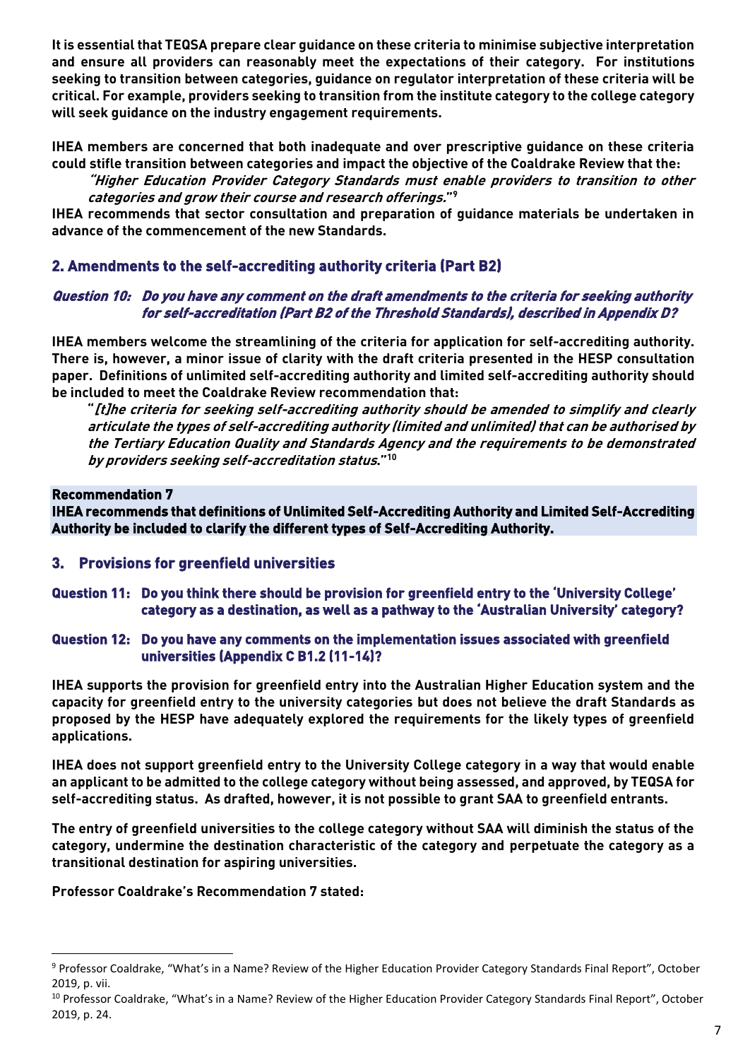**It is essential that TEQSA prepare clear guidance on these criteria to minimise subjective interpretation and ensure all providers can reasonably meet the expectations of their category. For institutions seeking to transition between categories, guidance on regulator interpretation of these criteria will be critical. For example, providers seeking to transition from the institute category to the college category will seek guidance on the industry engagement requirements.**

**IHEA members are concerned that both inadequate and over prescriptive guidance on these criteria could stifle transition between categories and impact the objective of the Coaldrake Review that the:**

> ***"Higher Education Provider Category Standards must enable providers to transition to other categories and grow their course and research offerings."***[9]

**IHEA recommends that sector consultation and preparation of guidance materials be undertaken in advance of the commencement of the new Standards.**

## 2. Amendments to the self-accrediting authority criteria (Part B2)

### *Question 10: Do you have any comment on the draft amendments to the criteria for seeking authority for self-accreditation (Part B2 of the Threshold Standards), described in Appendix D?*

**IHEA members welcome the streamlining of the criteria for application for self-accrediting authority. There is, however, a minor issue of clarity with the draft criteria presented in the HESP consultation paper. Definitions of unlimited self-accrediting authority and limited self-accrediting authority should be included to meet the Coaldrake Review recommendation that:**

> **"*[t]he criteria for seeking self-accrediting authority should be amended to simplify and clearly articulate the types of self-accrediting authority (limited and unlimited) that can be authorised by the Tertiary Education Quality and Standards Agency and the requirements to be demonstrated by providers seeking self-accreditation status.*"**[10]

**Recommendation 7**
**IHEA recommends that definitions of Unlimited Self-Accrediting Authority and Limited Self-Accrediting Authority be included to clarify the different types of Self-Accrediting Authority.**

## 3. Provisions for greenfield universities

### Question 11: Do you think there should be provision for greenfield entry to the 'University College' category as a destination, as well as a pathway to the 'Australian University' category?

### Question 12: Do you have any comments on the implementation issues associated with greenfield universities (Appendix C B1.2 (11-14)?

**IHEA supports the provision for greenfield entry into the Australian Higher Education system and the capacity for greenfield entry to the university categories but does not believe the draft Standards as proposed by the HESP have adequately explored the requirements for the likely types of greenfield applications.**

**IHEA does not support greenfield entry to the University College category in a way that would enable an applicant to be admitted to the college category without being assessed, and approved, by TEQSA for self-accrediting status. As drafted, however, it is not possible to grant SAA to greenfield entrants.**

**The entry of greenfield universities to the college category without SAA will diminish the status of the category, undermine the destination characteristic of the category and perpetuate the category as a transitional destination for aspiring universities.**

**Professor Coaldrake's Recommendation 7 stated:**

---

[9] Professor Coaldrake, "What's in a Name? Review of the Higher Education Provider Category Standards Final Report", October 2019, p. vii.

[10] Professor Coaldrake, "What's in a Name? Review of the Higher Education Provider Category Standards Final Report", October 2019, p. 24.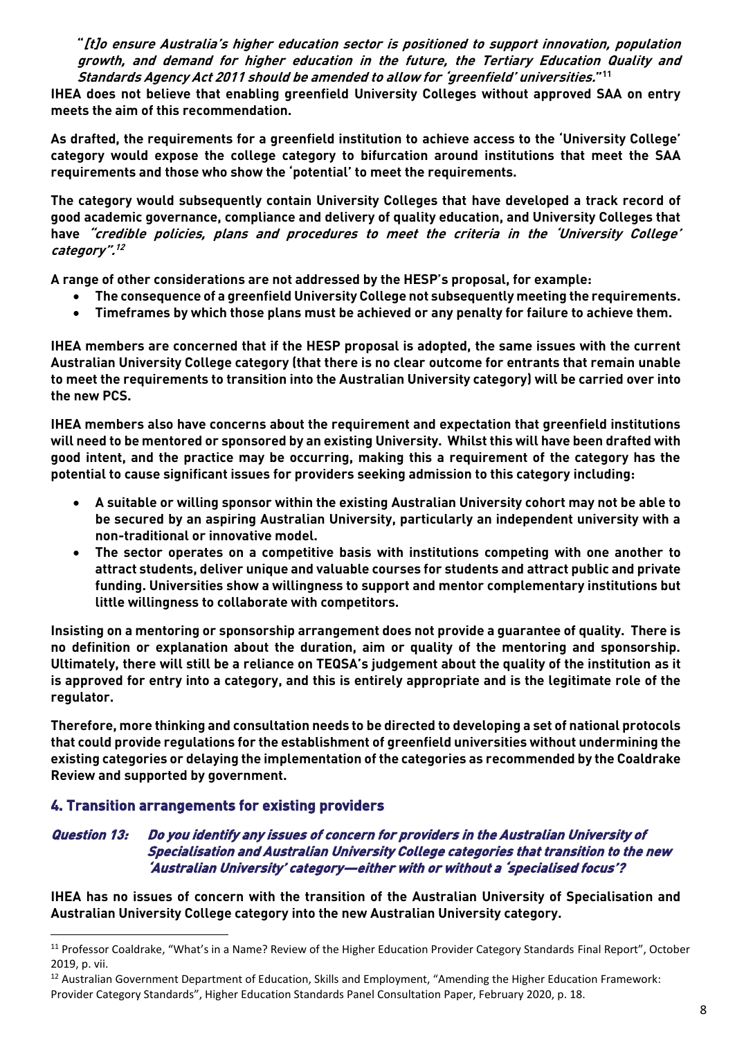***"[t]o ensure Australia's higher education sector is positioned to support innovation, population growth, and demand for higher education in the future, the Tertiary Education Quality and Standards Agency Act 2011 should be amended to allow for 'greenfield' universities."*[11]**

**IHEA does not believe that enabling greenfield University Colleges without approved SAA on entry meets the aim of this recommendation.**

**As drafted, the requirements for a greenfield institution to achieve access to the 'University College' category would expose the college category to bifurcation around institutions that meet the SAA requirements and those who show the 'potential' to meet the requirements.**

**The category would subsequently contain University Colleges that have developed a track record of good academic governance, compliance and delivery of quality education, and University Colleges that have *"credible policies, plans and procedures to meet the criteria in the 'University College' category".*[12]**

**A range of other considerations are not addressed by the HESP's proposal, for example:**

- **The consequence of a greenfield University College not subsequently meeting the requirements.**
- **Timeframes by which those plans must be achieved or any penalty for failure to achieve them.**

**IHEA members are concerned that if the HESP proposal is adopted, the same issues with the current Australian University College category (that there is no clear outcome for entrants that remain unable to meet the requirements to transition into the Australian University category) will be carried over into the new PCS.**

**IHEA members also have concerns about the requirement and expectation that greenfield institutions will need to be mentored or sponsored by an existing University. Whilst this will have been drafted with good intent, and the practice may be occurring, making this a requirement of the category has the potential to cause significant issues for providers seeking admission to this category including:**

- **A suitable or willing sponsor within the existing Australian University cohort may not be able to be secured by an aspiring Australian University, particularly an independent university with a non-traditional or innovative model.**
- **The sector operates on a competitive basis with institutions competing with one another to attract students, deliver unique and valuable courses for students and attract public and private funding. Universities show a willingness to support and mentor complementary institutions but little willingness to collaborate with competitors.**

**Insisting on a mentoring or sponsorship arrangement does not provide a guarantee of quality. There is no definition or explanation about the duration, aim or quality of the mentoring and sponsorship. Ultimately, there will still be a reliance on TEQSA's judgement about the quality of the institution as it is approved for entry into a category, and this is entirely appropriate and is the legitimate role of the regulator.**

**Therefore, more thinking and consultation needs to be directed to developing a set of national protocols that could provide regulations for the establishment of greenfield universities without undermining the existing categories or delaying the implementation of the categories as recommended by the Coaldrake Review and supported by government.**

## 4. Transition arrangements for existing providers

### *Question 13: Do you identify any issues of concern for providers in the Australian University of Specialisation and Australian University College categories that transition to the new 'Australian University' category—either with or without a 'specialised focus'?*

**IHEA has no issues of concern with the transition of the Australian University of Specialisation and Australian University College category into the new Australian University category.**

---

[11] Professor Coaldrake, "What's in a Name? Review of the Higher Education Provider Category Standards Final Report", October 2019, p. vii.

[12] Australian Government Department of Education, Skills and Employment, "Amending the Higher Education Framework: Provider Category Standards", Higher Education Standards Panel Consultation Paper, February 2020, p. 18.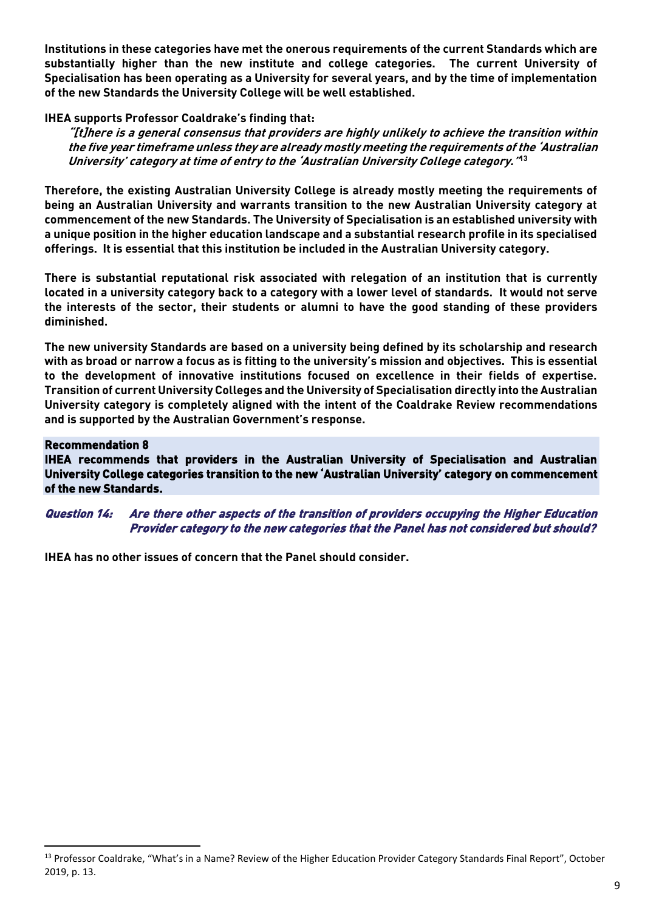**Institutions in these categories have met the onerous requirements of the current Standards which are substantially higher than the new institute and college categories. The current University of Specialisation has been operating as a University for several years, and by the time of implementation of the new Standards the University College will be well established.**

**IHEA supports Professor Coaldrake's finding that:**

> ***"[t]here is a general consensus that providers are highly unlikely to achieve the transition within the five year timeframe unless they are already mostly meeting the requirements of the 'Australian University' category at time of entry to the 'Australian University College category.'"*[13]**

**Therefore, the existing Australian University College is already mostly meeting the requirements of being an Australian University and warrants transition to the new Australian University category at commencement of the new Standards. The University of Specialisation is an established university with a unique position in the higher education landscape and a substantial research profile in its specialised offerings. It is essential that this institution be included in the Australian University category.**

**There is substantial reputational risk associated with relegation of an institution that is currently located in a university category back to a category with a lower level of standards. It would not serve the interests of the sector, their students or alumni to have the good standing of these providers diminished.**

**The new university Standards are based on a university being defined by its scholarship and research with as broad or narrow a focus as is fitting to the university's mission and objectives. This is essential to the development of innovative institutions focused on excellence in their fields of expertise. Transition of current University Colleges and the University of Specialisation directly into the Australian University category is completely aligned with the intent of the Coaldrake Review recommendations and is supported by the Australian Government's response.**

**Recommendation 8**
**IHEA recommends that providers in the Australian University of Specialisation and Australian University College categories transition to the new 'Australian University' category on commencement of the new Standards.**

***Question 14: Are there other aspects of the transition of providers occupying the Higher Education Provider category to the new categories that the Panel has not considered but should?***

**IHEA has no other issues of concern that the Panel should consider.**

[13] Professor Coaldrake, "What's in a Name? Review of the Higher Education Provider Category Standards Final Report", October 2019, p. 13.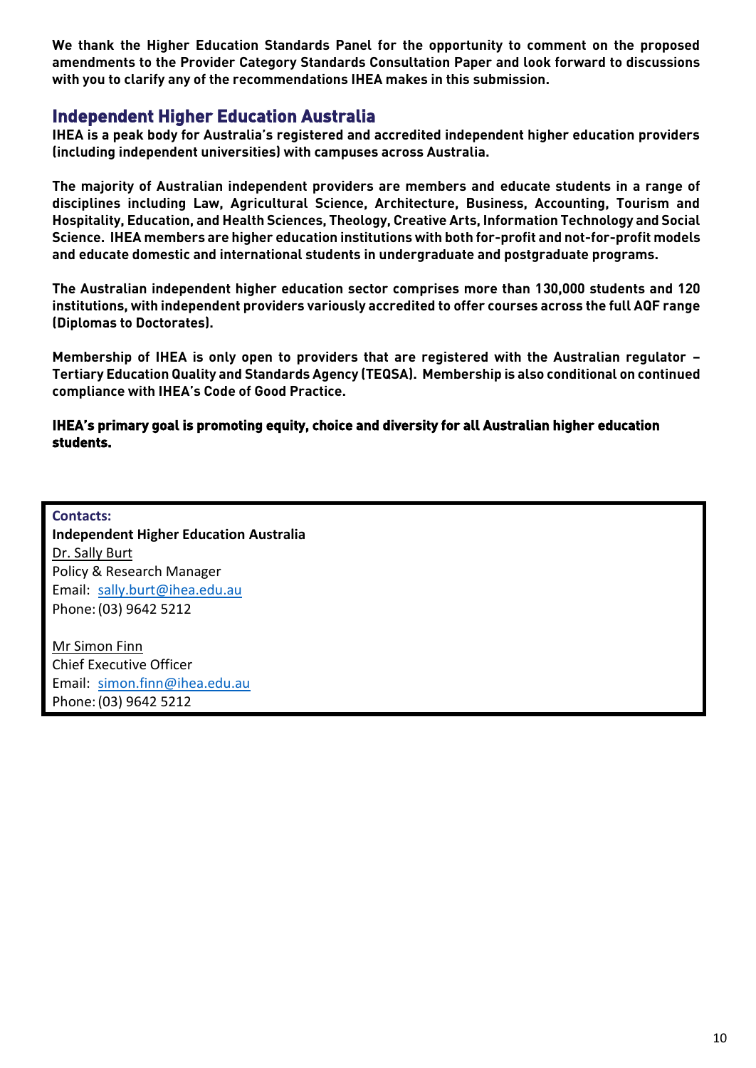**We thank the Higher Education Standards Panel for the opportunity to comment on the proposed amendments to the Provider Category Standards Consultation Paper and look forward to discussions with you to clarify any of the recommendations IHEA makes in this submission.**

## Independent Higher Education Australia

**IHEA is a peak body for Australia's registered and accredited independent higher education providers (including independent universities) with campuses across Australia.**

**The majority of Australian independent providers are members and educate students in a range of disciplines including Law, Agricultural Science, Architecture, Business, Accounting, Tourism and Hospitality, Education, and Health Sciences, Theology, Creative Arts, Information Technology and Social Science. IHEA members are higher education institutions with both for-profit and not-for-profit models and educate domestic and international students in undergraduate and postgraduate programs.**

**The Australian independent higher education sector comprises more than 130,000 students and 120 institutions, with independent providers variously accredited to offer courses across the full AQF range (Diplomas to Doctorates).**

**Membership of IHEA is only open to providers that are registered with the Australian regulator – Tertiary Education Quality and Standards Agency (TEQSA). Membership is also conditional on continued compliance with IHEA's Code of Good Practice.**

**IHEA's primary goal is promoting equity, choice and diversity for all Australian higher education students.**

**Contacts:**
**Independent Higher Education Australia**
Dr. Sally Burt
Policy & Research Manager
Email: sally.burt@ihea.edu.au
Phone: (03) 9642 5212

Mr Simon Finn
Chief Executive Officer
Email: simon.finn@ihea.edu.au
Phone: (03) 9642 5212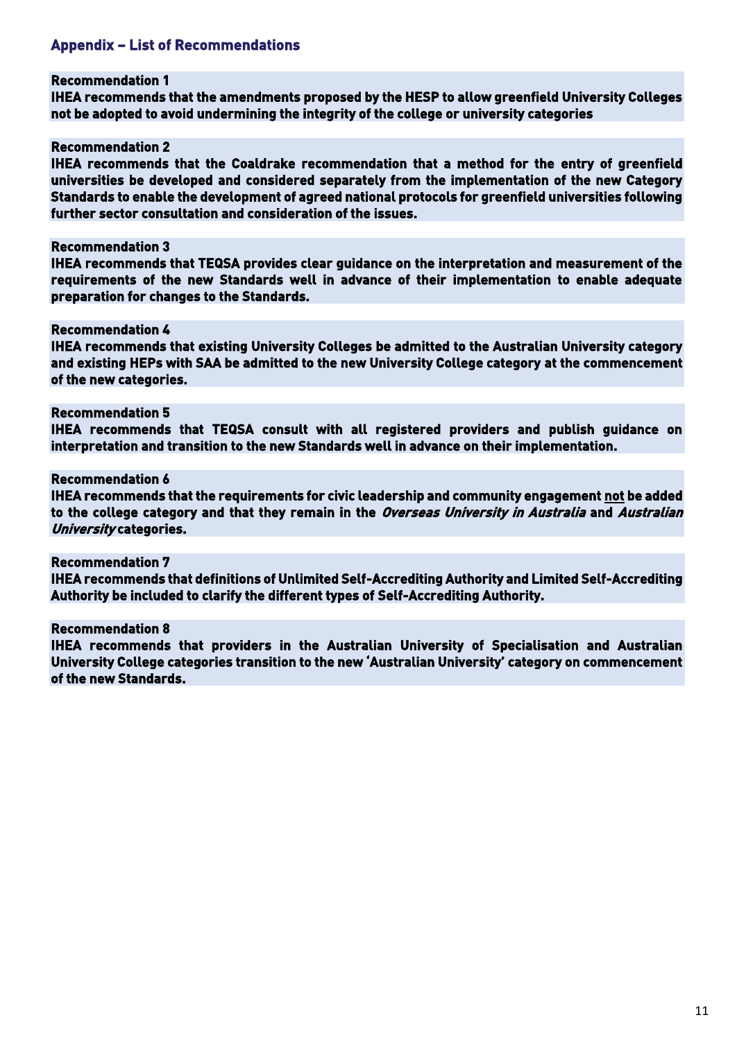## Appendix – List of Recommendations

**Recommendation 1**
**IHEA recommends that the amendments proposed by the HESP to allow greenfield University Colleges not be adopted to avoid undermining the integrity of the college or university categories**

**Recommendation 2**
**IHEA recommends that the Coaldrake recommendation that a method for the entry of greenfield universities be developed and considered separately from the implementation of the new Category Standards to enable the development of agreed national protocols for greenfield universities following further sector consultation and consideration of the issues.**

**Recommendation 3**
**IHEA recommends that TEQSA provides clear guidance on the interpretation and measurement of the requirements of the new Standards well in advance of their implementation to enable adequate preparation for changes to the Standards.**

**Recommendation 4**
**IHEA recommends that existing University Colleges be admitted to the Australian University category and existing HEPs with SAA be admitted to the new University College category at the commencement of the new categories.**

**Recommendation 5**
**IHEA recommends that TEQSA consult with all registered providers and publish guidance on interpretation and transition to the new Standards well in advance on their implementation.**

**Recommendation 6**
**IHEA recommends that the requirements for civic leadership and community engagement not be added to the college category and that they remain in the *Overseas University in Australia* and *Australian University* categories.**

**Recommendation 7**
**IHEA recommends that definitions of Unlimited Self-Accrediting Authority and Limited Self-Accrediting Authority be included to clarify the different types of Self-Accrediting Authority.**

**Recommendation 8**
**IHEA recommends that providers in the Australian University of Specialisation and Australian University College categories transition to the new 'Australian University' category on commencement of the new Standards.**